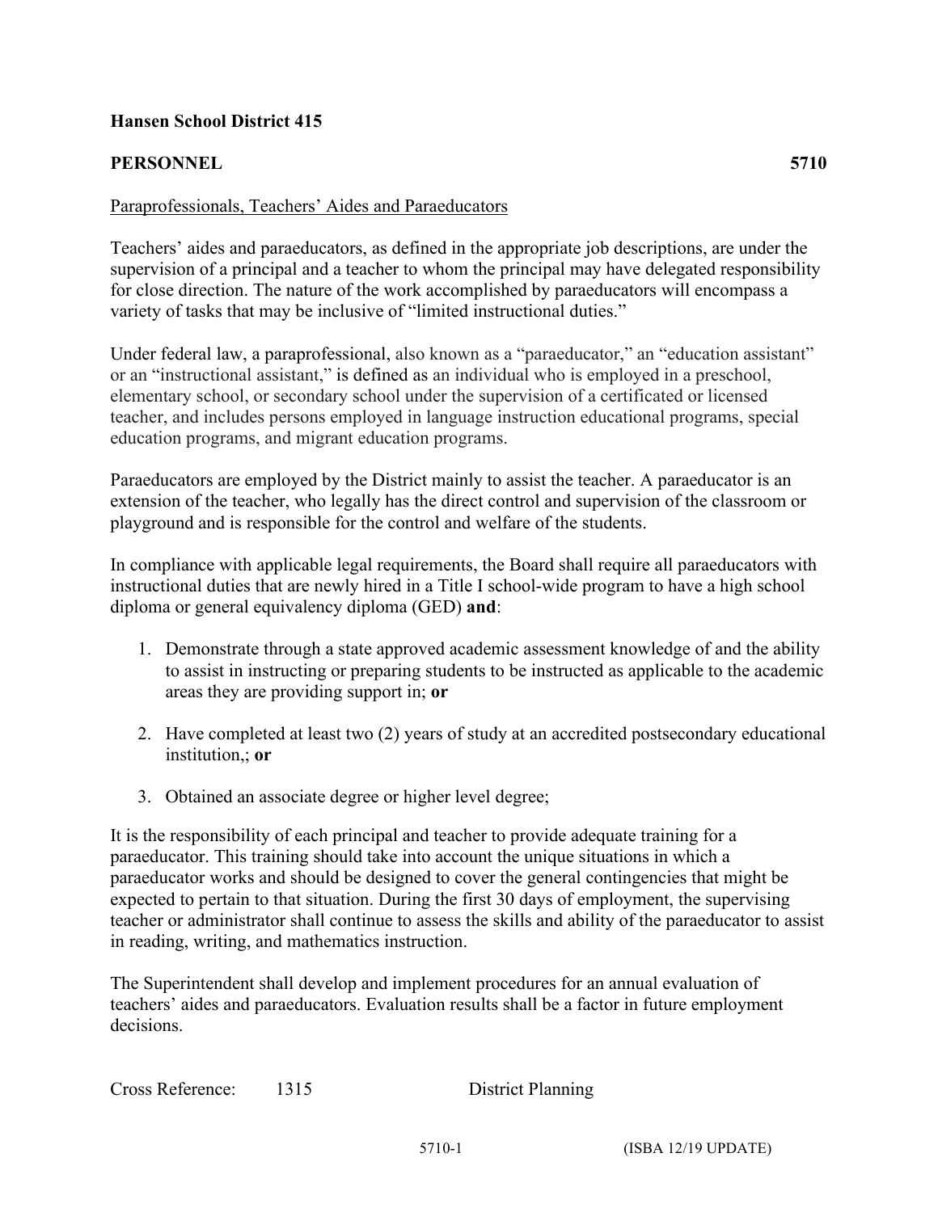**Hansen School District 415**

**PERSONNEL** **5710**

Paraprofessionals, Teachers' Aides and Paraeducators

Teachers' aides and paraeducators, as defined in the appropriate job descriptions, are under the supervision of a principal and a teacher to whom the principal may have delegated responsibility for close direction. The nature of the work accomplished by paraeducators will encompass a variety of tasks that may be inclusive of "limited instructional duties."

Under federal law, a paraprofessional, also known as a "paraeducator," an "education assistant" or an "instructional assistant," is defined as an individual who is employed in a preschool, elementary school, or secondary school under the supervision of a certificated or licensed teacher, and includes persons employed in language instruction educational programs, special education programs, and migrant education programs.

Paraeducators are employed by the District mainly to assist the teacher. A paraeducator is an extension of the teacher, who legally has the direct control and supervision of the classroom or playground and is responsible for the control and welfare of the students.

In compliance with applicable legal requirements, the Board shall require all paraeducators with instructional duties that are newly hired in a Title I school-wide program to have a high school diploma or general equivalency diploma (GED) **and**:

1. Demonstrate through a state approved academic assessment knowledge of and the ability to assist in instructing or preparing students to be instructed as applicable to the academic areas they are providing support in; **or**

2. Have completed at least two (2) years of study at an accredited postsecondary educational institution,; **or**

3. Obtained an associate degree or higher level degree;

It is the responsibility of each principal and teacher to provide adequate training for a paraeducator. This training should take into account the unique situations in which a paraeducator works and should be designed to cover the general contingencies that might be expected to pertain to that situation. During the first 30 days of employment, the supervising teacher or administrator shall continue to assess the skills and ability of the paraeducator to assist in reading, writing, and mathematics instruction.

The Superintendent shall develop and implement procedures for an annual evaluation of teachers' aides and paraeducators. Evaluation results shall be a factor in future employment decisions.

Cross Reference: 1315 District Planning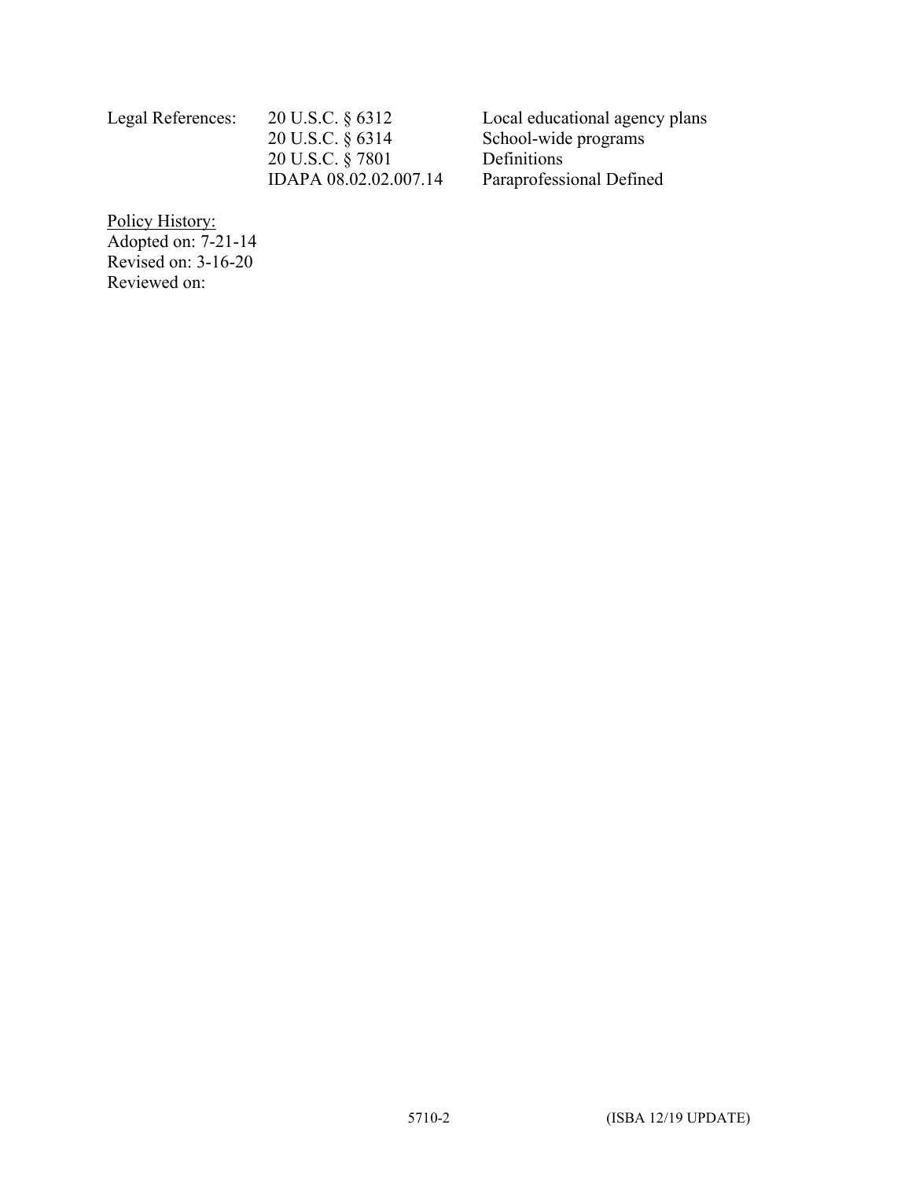| | | |
|---|---|---|
| Legal References: | 20 U.S.C. § 6312 | Local educational agency plans |
| | 20 U.S.C. § 6314 | School-wide programs |
| | 20 U.S.C. § 7801 | Definitions |
| | IDAPA 08.02.02.007.14 | Paraprofessional Defined |

<u>Policy History:</u>
Adopted on: 7-21-14
Revised on: 3-16-20
Reviewed on: